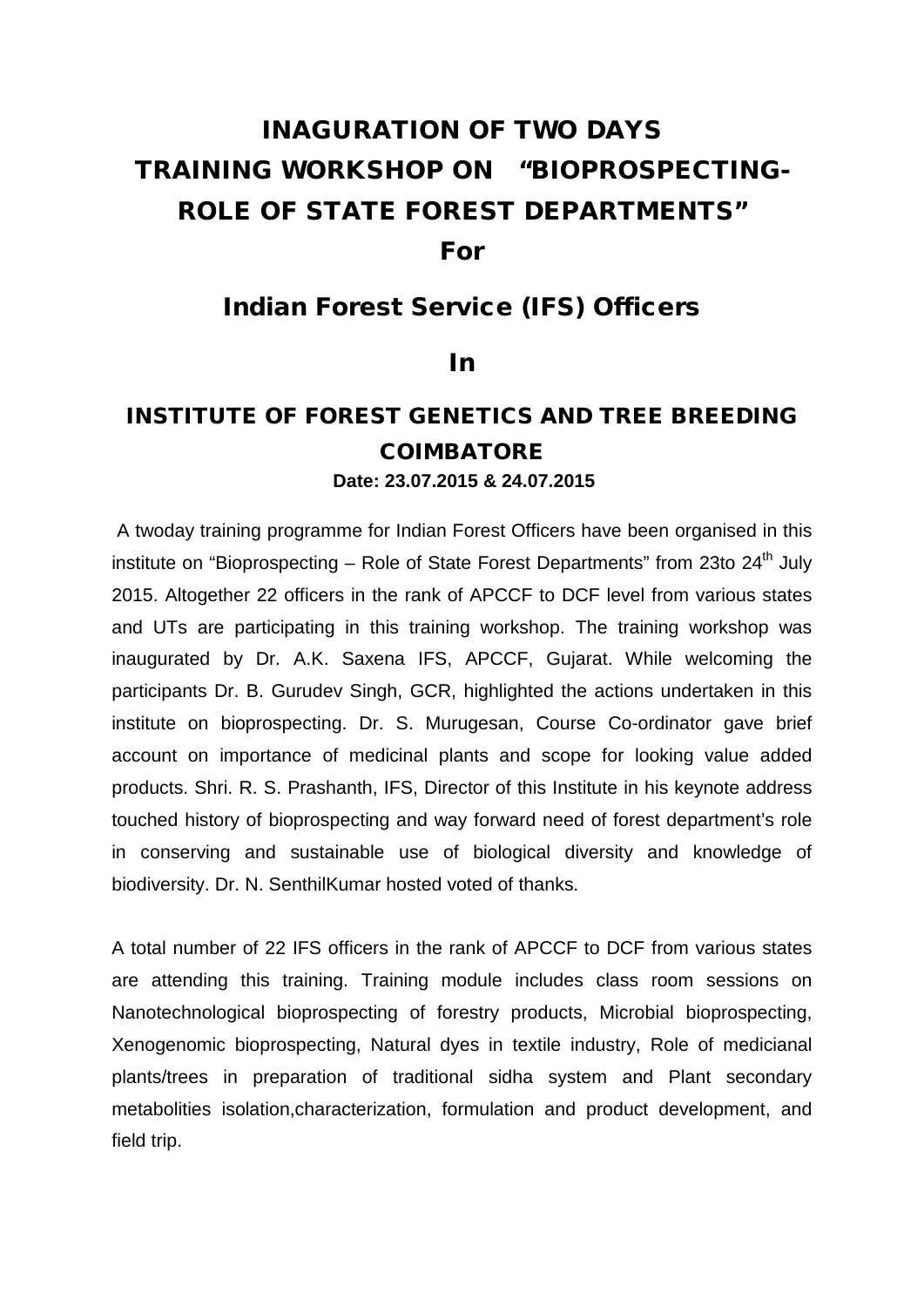# INAGURATION OF TWO DAYS TRAINING WORKSHOP ON "BIOPROSPECTING-ROLE OF STATE FOREST DEPARTMENTS"

## For

## Indian Forest Service (IFS) Officers

## In

## INSTITUTE OF FOREST GENETICS AND TREE BREEDING COIMBATORE

**Date: 23.07.2015 & 24.07.2015**

A twoday training programme for Indian Forest Officers have been organised in this institute on "Bioprospecting – Role of State Forest Departments" from 23to 24th July 2015. Altogether 22 officers in the rank of APCCF to DCF level from various states and UTs are participating in this training workshop. The training workshop was inaugurated by Dr. A.K. Saxena IFS, APCCF, Gujarat. While welcoming the participants Dr. B. Gurudev Singh, GCR, highlighted the actions undertaken in this institute on bioprospecting. Dr. S. Murugesan, Course Co-ordinator gave brief account on importance of medicinal plants and scope for looking value added products. Shri. R. S. Prashanth, IFS, Director of this Institute in his keynote address touched history of bioprospecting and way forward need of forest department's role in conserving and sustainable use of biological diversity and knowledge of biodiversity. Dr. N. SenthilKumar hosted voted of thanks.

A total number of 22 IFS officers in the rank of APCCF to DCF from various states are attending this training. Training module includes class room sessions on Nanotechnological bioprospecting of forestry products, Microbial bioprospecting, Xenogenomic bioprospecting, Natural dyes in textile industry, Role of medicianal plants/trees in preparation of traditional sidha system and Plant secondary metabolities isolation,characterization, formulation and product development, and field trip.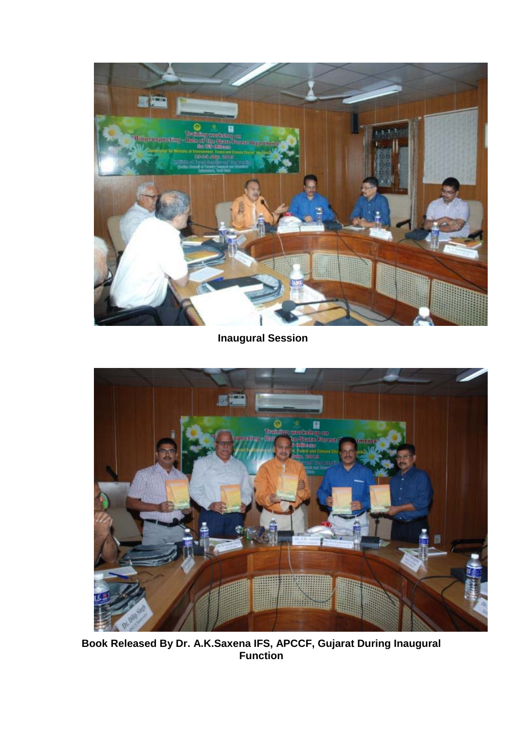**Inaugural Session**

**Book Released By Dr. A.K.Saxena IFS, APCCF, Gujarat During Inaugural Function**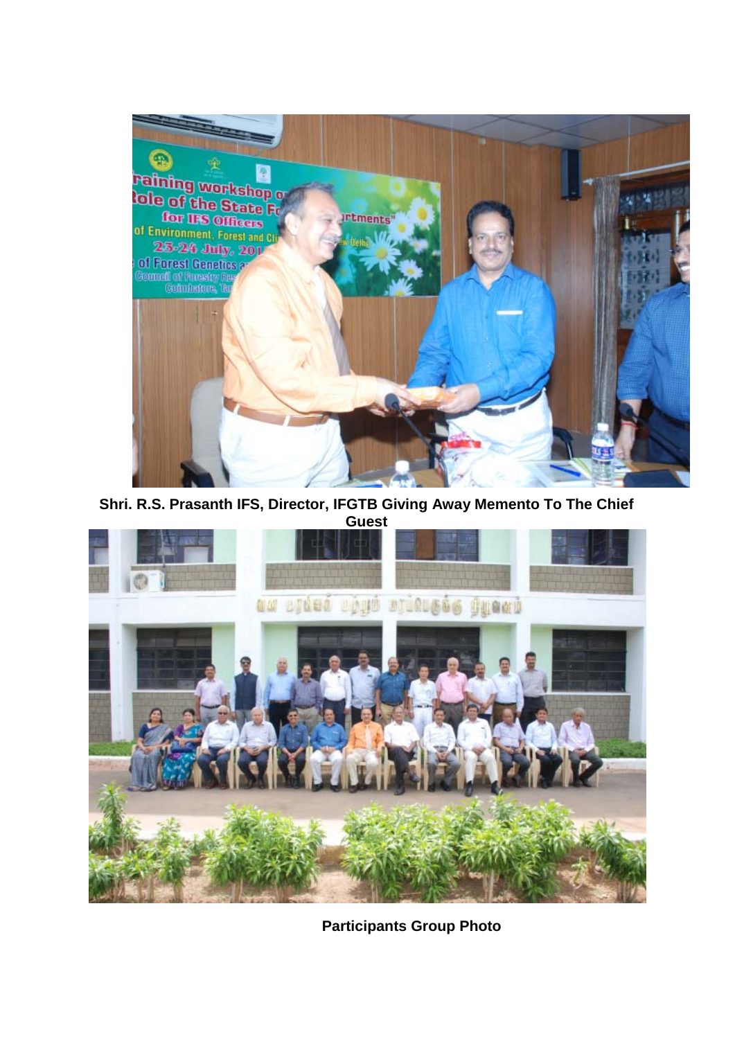Shri. R.S. Prasanth IFS, Director, IFGTB Giving Away Memento To The Chief Guest

Participants Group Photo